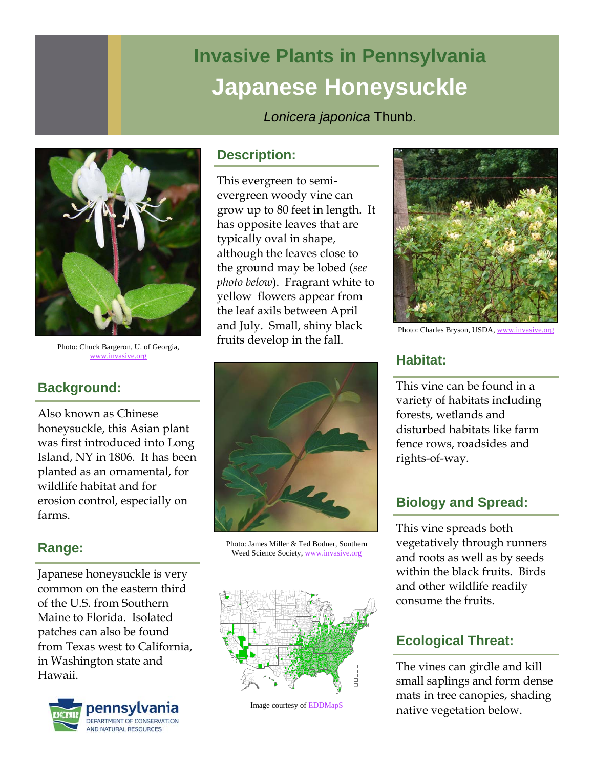# Invasive Plants in Pennsylvania

# Japanese Honeysuckle

*Lonicera japonica* Thunb.

Photo: Chuck Bargeron, U. of Georgia, www.invasive.org

## Description:

This evergreen to semi-evergreen woody vine can grow up to 80 feet in length. It has opposite leaves that are typically oval in shape, although the leaves close to the ground may be lobed (*see photo below*). Fragrant white to yellow flowers appear from the leaf axils between April and July. Small, shiny black fruits develop in the fall.

Photo: Charles Bryson, USDA, www.invasive.org

## Background:

Also known as Chinese honeysuckle, this Asian plant was first introduced into Long Island, NY in 1806. It has been planted as an ornamental, for wildlife habitat and for erosion control, especially on farms.

## Range:

Japanese honeysuckle is very common on the eastern third of the U.S. from Southern Maine to Florida. Isolated patches can also be found from Texas west to California, in Washington state and Hawaii.

Photo: James Miller & Ted Bodner, Southern Weed Science Society, www.invasive.org

Image courtesy of EDDMapS

## Habitat:

This vine can be found in a variety of habitats including forests, wetlands and disturbed habitats like farm fence rows, roadsides and rights-of-way.

## Biology and Spread:

This vine spreads both vegetatively through runners and roots as well as by seeds within the black fruits. Birds and other wildlife readily consume the fruits.

## Ecological Threat:

The vines can girdle and kill small saplings and form dense mats in tree canopies, shading native vegetation below.

pennsylvania DEPARTMENT OF CONSERVATION AND NATURAL RESOURCES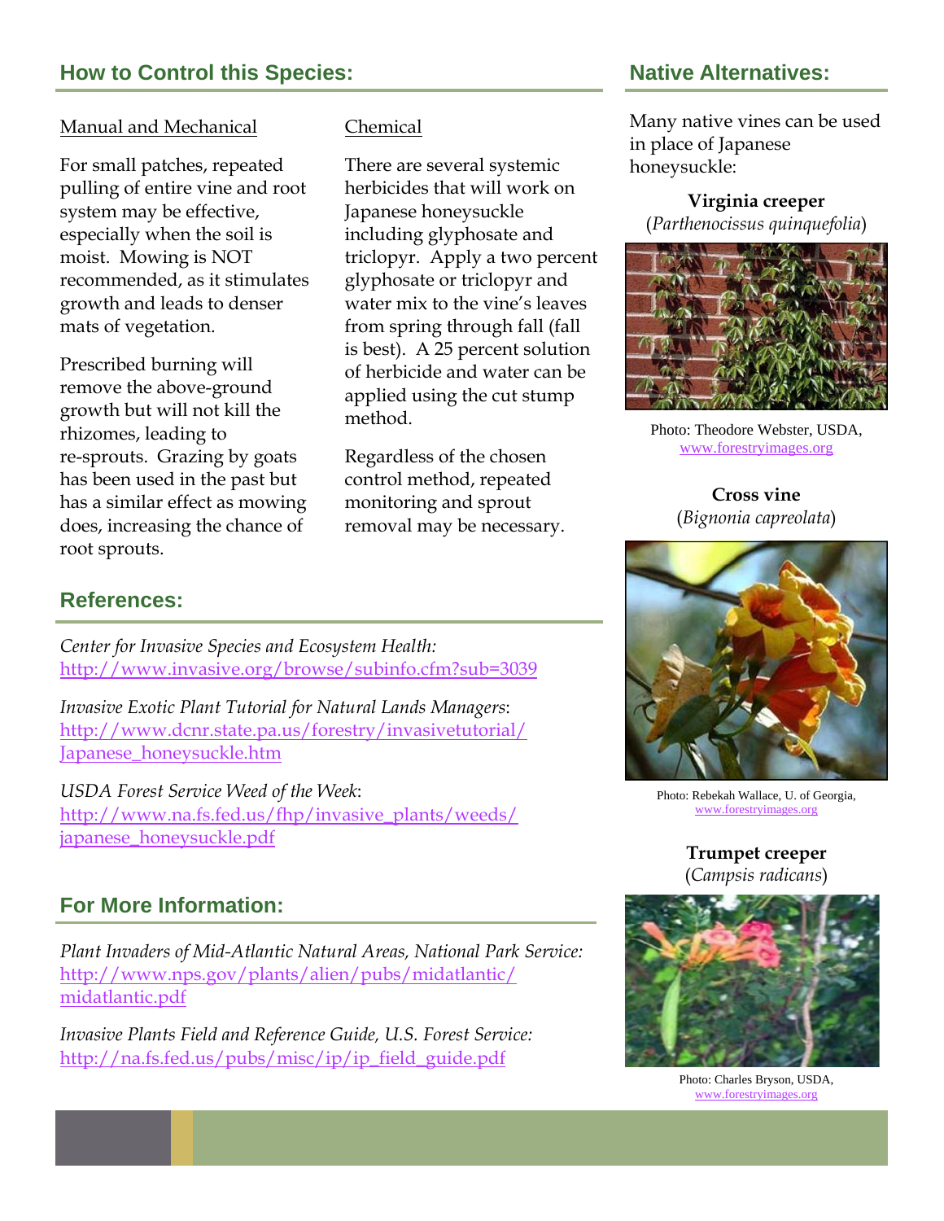## How to Control this Species:

Manual and Mechanical

For small patches, repeated pulling of entire vine and root system may be effective, especially when the soil is moist. Mowing is NOT recommended, as it stimulates growth and leads to denser mats of vegetation.

Prescribed burning will remove the above-ground growth but will not kill the rhizomes, leading to re-sprouts. Grazing by goats has been used in the past but has a similar effect as mowing does, increasing the chance of root sprouts.

Chemical

There are several systemic herbicides that will work on Japanese honeysuckle including glyphosate and triclopyr. Apply a two percent glyphosate or triclopyr and water mix to the vine's leaves from spring through fall (fall is best). A 25 percent solution of herbicide and water can be applied using the cut stump method.

Regardless of the chosen control method, repeated monitoring and sprout removal may be necessary.

## References:

*Center for Invasive Species and Ecosystem Health:*
http://www.invasive.org/browse/subinfo.cfm?sub=3039

*Invasive Exotic Plant Tutorial for Natural Lands Managers*:
http://www.dcnr.state.pa.us/forestry/invasivetutorial/Japanese_honeysuckle.htm

*USDA Forest Service Weed of the Week*:
http://www.na.fs.fed.us/fhp/invasive_plants/weeds/japanese_honeysuckle.pdf

## For More Information:

*Plant Invaders of Mid-Atlantic Natural Areas, National Park Service:*
http://www.nps.gov/plants/alien/pubs/midatlantic/midatlantic.pdf

*Invasive Plants Field and Reference Guide, U.S. Forest Service:*
http://na.fs.fed.us/pubs/misc/ip/ip_field_guide.pdf

## Native Alternatives:

Many native vines can be used in place of Japanese honeysuckle:

**Virginia creeper**
(*Parthenocissus quinquefolia*)

Photo: Theodore Webster, USDA, www.forestryimages.org

**Cross vine**
(*Bignonia capreolata*)

Photo: Rebekah Wallace, U. of Georgia, www.forestryimages.org

**Trumpet creeper**
(*Campsis radicans*)

Photo: Charles Bryson, USDA, www.forestryimages.org